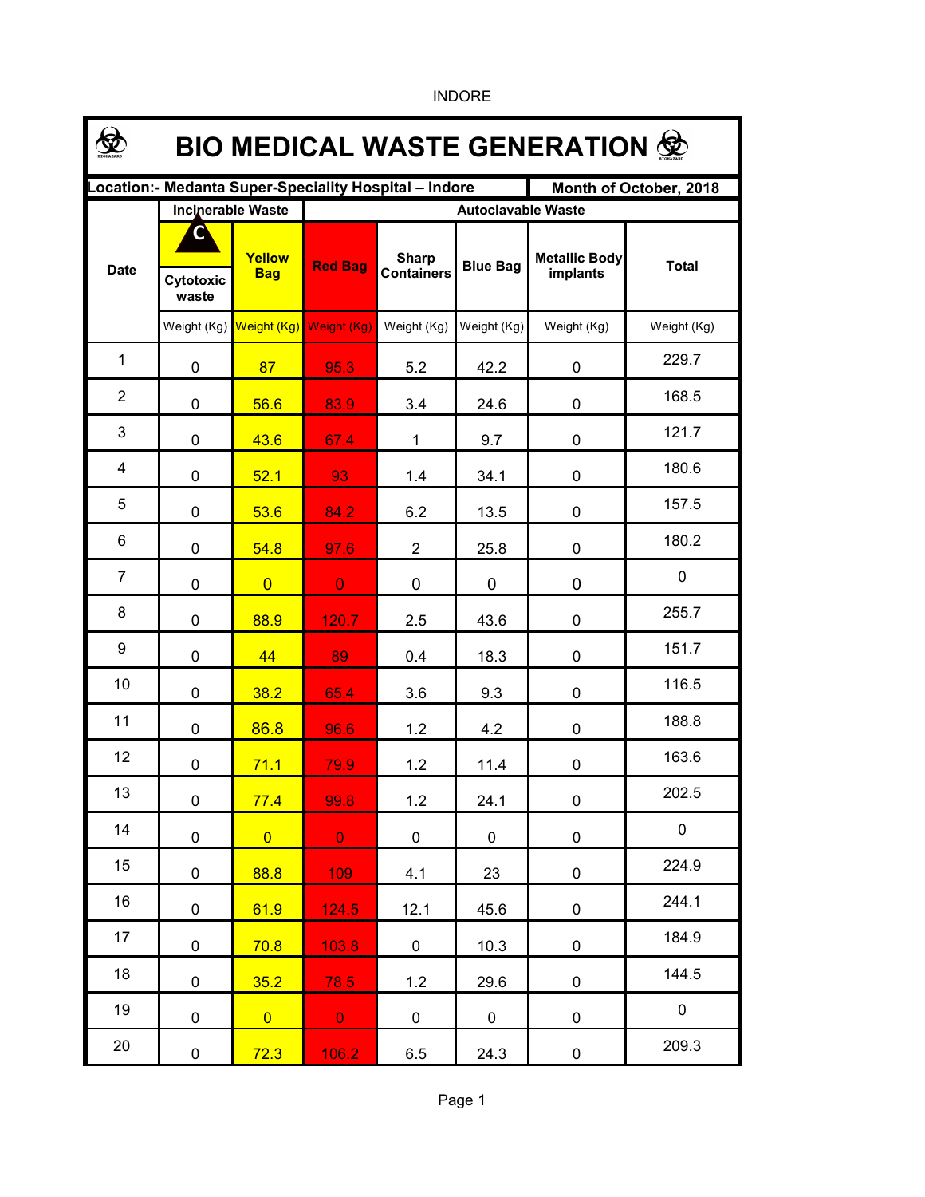INDORE

# BIO MEDICAL WASTE GENERATION

| Location:- Medanta Super-Speciality Hospital – Indore | | | | | | | Month of October, 2018 |
|---|---|---|---|---|---|---|---|
| Date | Incinerable Waste | | Autoclavable Waste | | | | |
| | Cytotoxic waste | Yellow Bag | Red Bag | Sharp Containers | Blue Bag | Metallic Body implants | Total |
| | Weight (Kg) | Weight (Kg) | Weight (Kg) | Weight (Kg) | Weight (Kg) | Weight (Kg) | Weight (Kg) |
| 1 | 0 | 87 | 95.3 | 5.2 | 42.2 | 0 | 229.7 |
| 2 | 0 | 56.6 | 83.9 | 3.4 | 24.6 | 0 | 168.5 |
| 3 | 0 | 43.6 | 67.4 | 1 | 9.7 | 0 | 121.7 |
| 4 | 0 | 52.1 | 93 | 1.4 | 34.1 | 0 | 180.6 |
| 5 | 0 | 53.6 | 84.2 | 6.2 | 13.5 | 0 | 157.5 |
| 6 | 0 | 54.8 | 97.6 | 2 | 25.8 | 0 | 180.2 |
| 7 | 0 | 0 | 0 | 0 | 0 | 0 | 0 |
| 8 | 0 | 88.9 | 120.7 | 2.5 | 43.6 | 0 | 255.7 |
| 9 | 0 | 44 | 89 | 0.4 | 18.3 | 0 | 151.7 |
| 10 | 0 | 38.2 | 65.4 | 3.6 | 9.3 | 0 | 116.5 |
| 11 | 0 | 86.8 | 96.6 | 1.2 | 4.2 | 0 | 188.8 |
| 12 | 0 | 71.1 | 79.9 | 1.2 | 11.4 | 0 | 163.6 |
| 13 | 0 | 77.4 | 99.8 | 1.2 | 24.1 | 0 | 202.5 |
| 14 | 0 | 0 | 0 | 0 | 0 | 0 | 0 |
| 15 | 0 | 88.8 | 109 | 4.1 | 23 | 0 | 224.9 |
| 16 | 0 | 61.9 | 124.5 | 12.1 | 45.6 | 0 | 244.1 |
| 17 | 0 | 70.8 | 103.8 | 0 | 10.3 | 0 | 184.9 |
| 18 | 0 | 35.2 | 78.5 | 1.2 | 29.6 | 0 | 144.5 |
| 19 | 0 | 0 | 0 | 0 | 0 | 0 | 0 |
| 20 | 0 | 72.3 | 106.2 | 6.5 | 24.3 | 0 | 209.3 |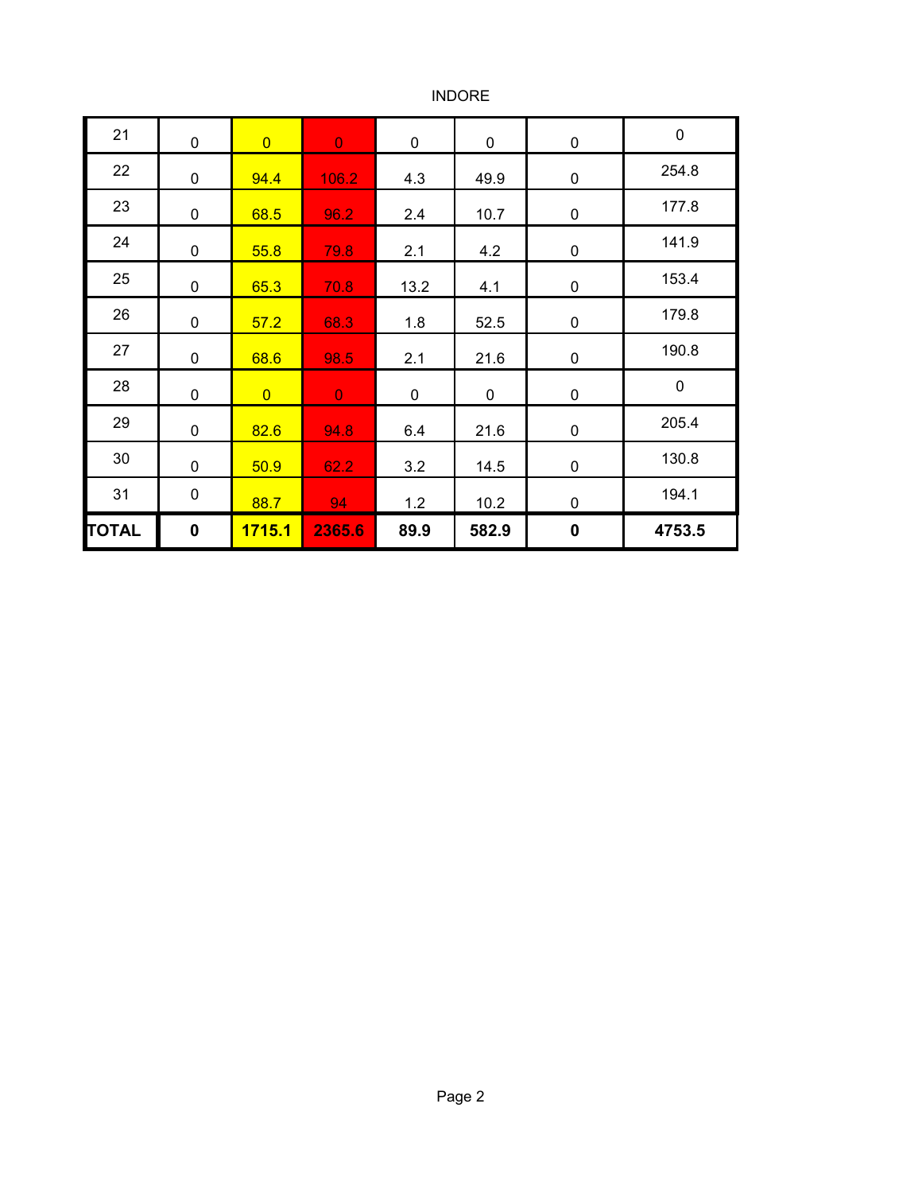INDORE

| | | | | | | | |
|---|---|---|---|---|---|---|---|
| 21 | 0 | 0 | 0 | 0 | 0 | 0 | 0 |
| 22 | 0 | 94.4 | 106.2 | 4.3 | 49.9 | 0 | 254.8 |
| 23 | 0 | 68.5 | 96.2 | 2.4 | 10.7 | 0 | 177.8 |
| 24 | 0 | 55.8 | 79.8 | 2.1 | 4.2 | 0 | 141.9 |
| 25 | 0 | 65.3 | 70.8 | 13.2 | 4.1 | 0 | 153.4 |
| 26 | 0 | 57.2 | 68.3 | 1.8 | 52.5 | 0 | 179.8 |
| 27 | 0 | 68.6 | 98.5 | 2.1 | 21.6 | 0 | 190.8 |
| 28 | 0 | 0 | 0 | 0 | 0 | 0 | 0 |
| 29 | 0 | 82.6 | 94.8 | 6.4 | 21.6 | 0 | 205.4 |
| 30 | 0 | 50.9 | 62.2 | 3.2 | 14.5 | 0 | 130.8 |
| 31 | 0 | 88.7 | 94 | 1.2 | 10.2 | 0 | 194.1 |
| **TOTAL** | **0** | **1715.1** | **2365.6** | **89.9** | **582.9** | **0** | **4753.5** |